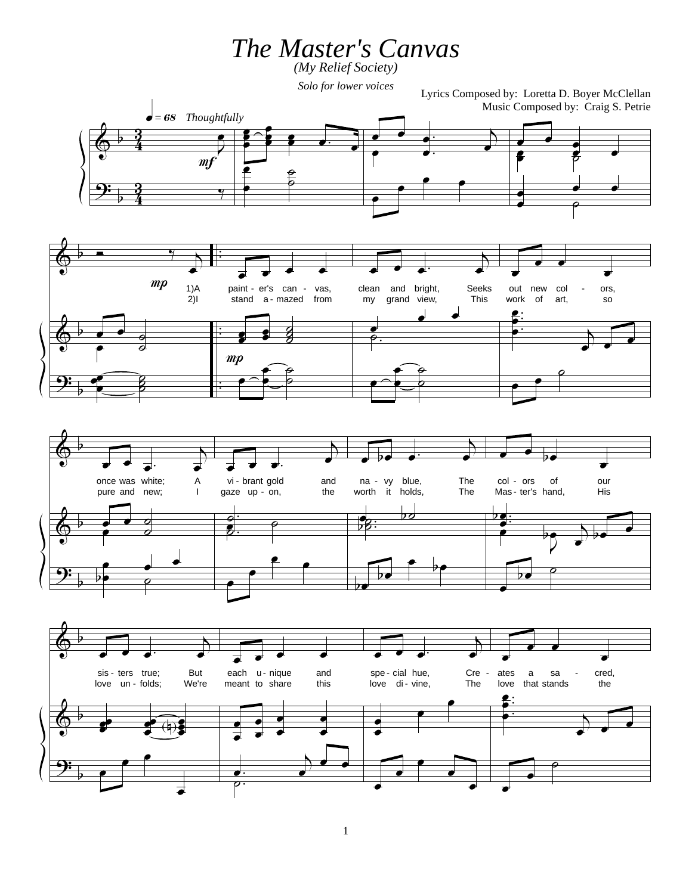# The Master's Canvas

*(My Relief Society)*

*Solo for lower voices*

Lyrics Composed by: Loretta D. Boyer McClellan
Music Composed by: Craig S. Petrie

♩ = 68 *Thoughtfully*

1) A paint - er's can - vas, clean and bright, Seeks out new col - ors, once was white; A vi - brant gold and na - vy blue, The col - ors of our sis - ters true; But each u - nique and spe - cial hue, Cre - ates a sa - cred,

2) I stand a - mazed from my grand view, This work of art, so pure and new; I gaze up - on, the worth it holds, The Mas - ter's hand, His love un - folds; We're meant to share this love di - vine, The love that stands the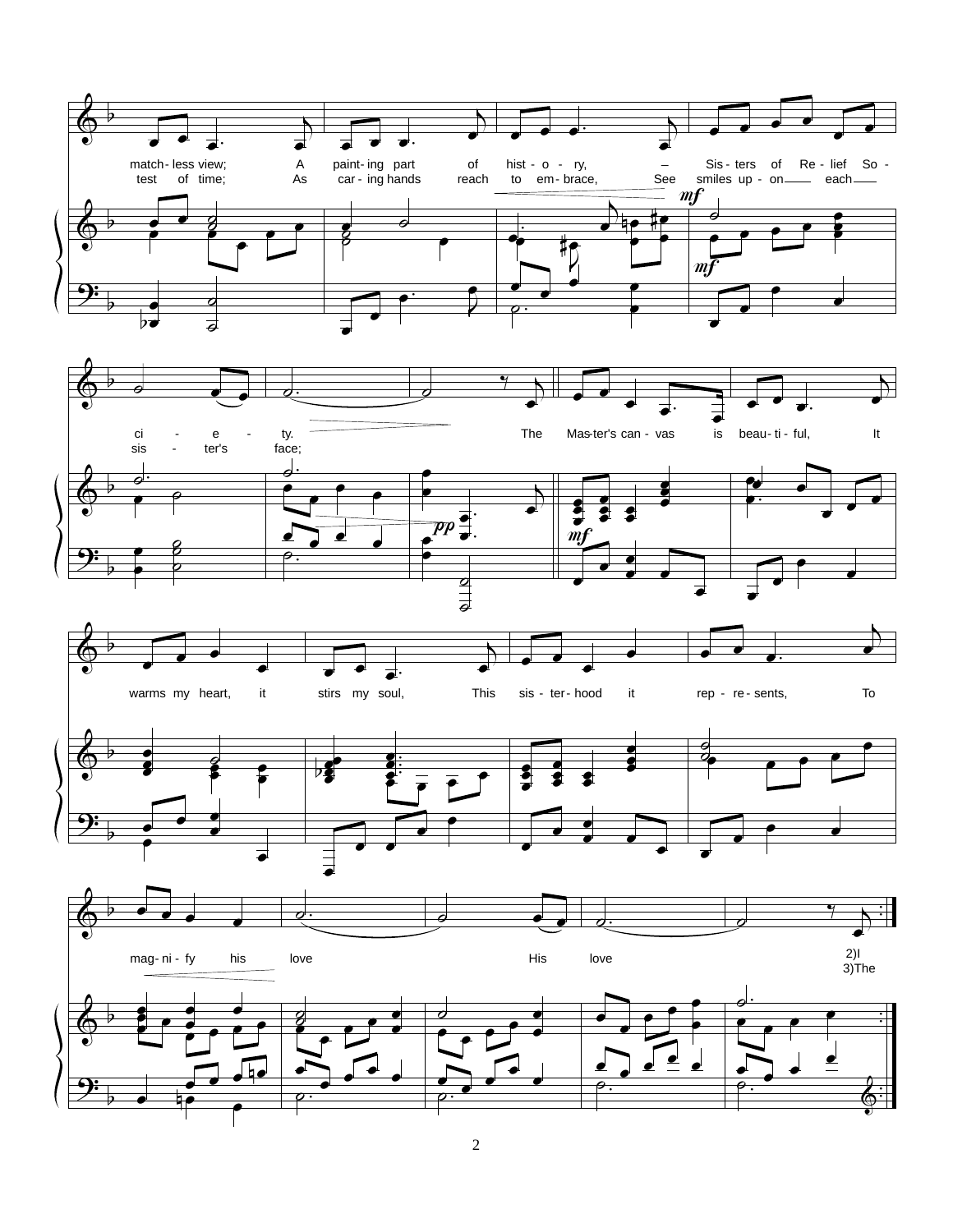match- less view; A paint- ing part of hist - o - ry, – Sis - ters of Re - lief So -

test of time; As car - ing hands reach to em- brace, See smiles up - on each

ci - e - ty.

sis - ter's face;

The Mas-ter's can - vas is beau- ti - ful, It

warms my heart, it stirs my soul, This sis - ter- hood it rep - re - sents, To

mag- ni - fy his love His love

2)I

3)The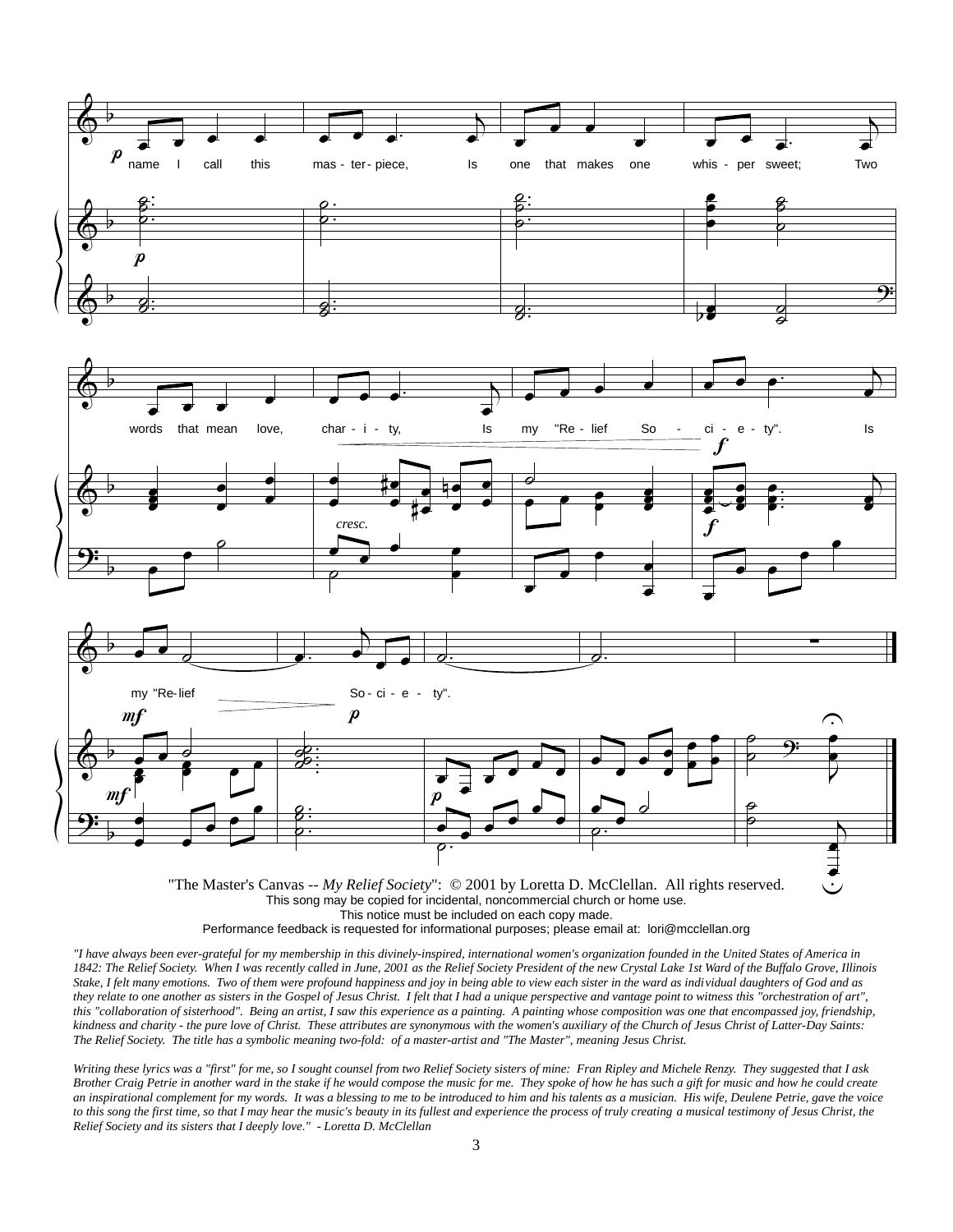"The Master's Canvas -- *My Relief Society*": © 2001 by Loretta D. McClellan. All rights reserved.
This song may be copied for incidental, noncommercial church or home use.
This notice must be included on each copy made.
Performance feedback is requested for informational purposes; please email at: lori@mcclellan.org

*"I have always been ever-grateful for my membership in this divinely-inspired, international women's organization founded in the United States of America in 1842: The Relief Society. When I was recently called in June, 2001 as the Relief Society President of the new Crystal Lake 1st Ward of the Buffalo Grove, Illinois Stake, I felt many emotions. Two of them were profound happiness and joy in being able to view each sister in the ward as individual daughters of God and as they relate to one another as sisters in the Gospel of Jesus Christ. I felt that I had a unique perspective and vantage point to witness this "orchestration of art", this "collaboration of sisterhood". Being an artist, I saw this experience as a painting. A painting whose composition was one that encompassed joy, friendship, kindness and charity - the pure love of Christ. These attributes are synonymous with the women's auxiliary of the Church of Jesus Christ of Latter-Day Saints: The Relief Society. The title has a symbolic meaning two-fold: of a master-artist and "The Master", meaning Jesus Christ.*

*Writing these lyrics was a "first" for me, so I sought counsel from two Relief Society sisters of mine: Fran Ripley and Michele Renzy. They suggested that I ask Brother Craig Petrie in another ward in the stake if he would compose the music for me. They spoke of how he has such a gift for music and how he could create an inspirational complement for my words. It was a blessing to me to be introduced to him and his talents as a musician. His wife, Deulene Petrie, gave the voice to this song the first time, so that I may hear the music's beauty in its fullest and experience the process of truly creating a musical testimony of Jesus Christ, the Relief Society and its sisters that I deeply love." - Loretta D. McClellan*